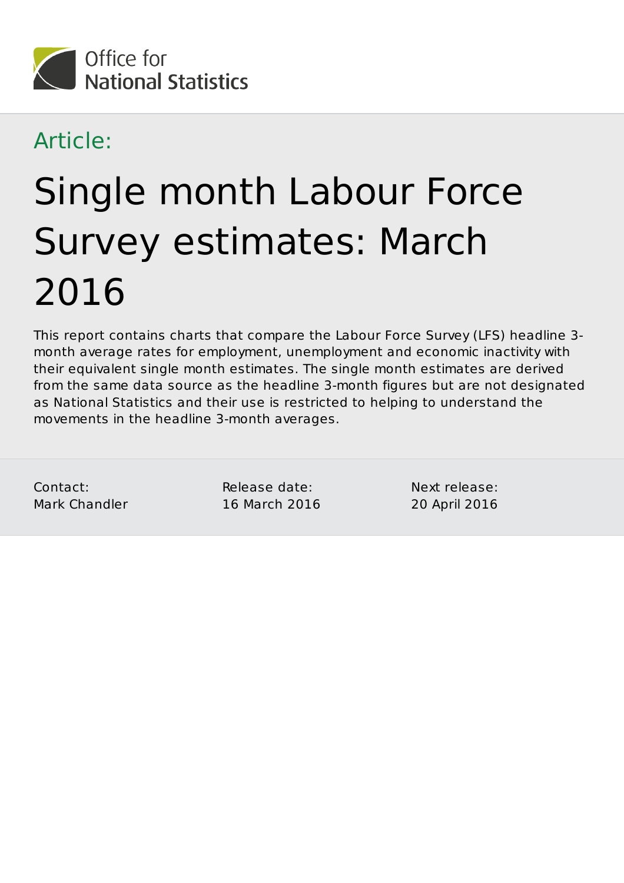Office for National Statistics

Article:

# Single month Labour Force Survey estimates: March 2016

This report contains charts that compare the Labour Force Survey (LFS) headline 3-month average rates for employment, unemployment and economic inactivity with their equivalent single month estimates. The single month estimates are derived from the same data source as the headline 3-month figures but are not designated as National Statistics and their use is restricted to helping to understand the movements in the headline 3-month averages.

Contact:
Mark Chandler

Release date:
16 March 2016

Next release:
20 April 2016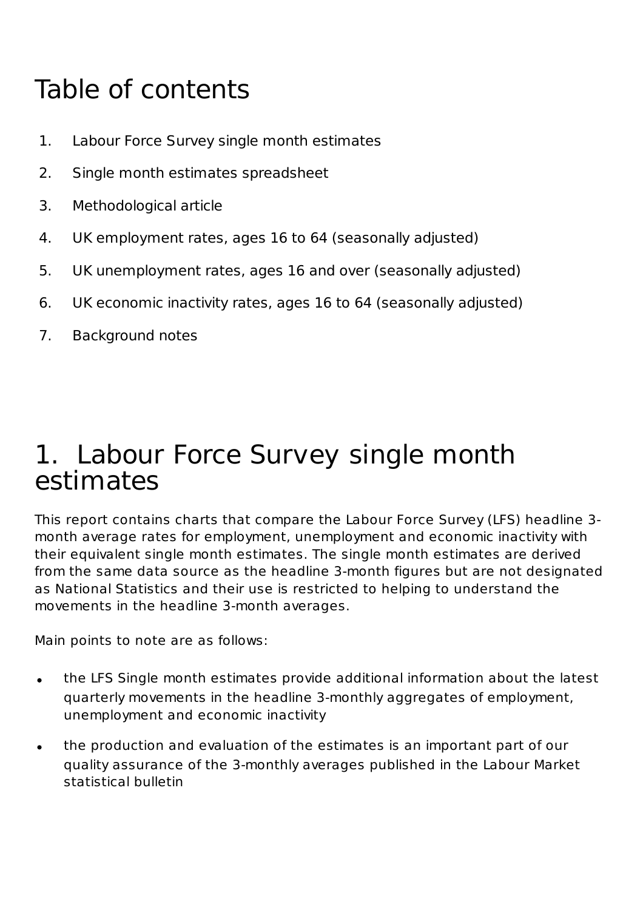# Table of contents

1. Labour Force Survey single month estimates
2. Single month estimates spreadsheet
3. Methodological article
4. UK employment rates, ages 16 to 64 (seasonally adjusted)
5. UK unemployment rates, ages 16 and over (seasonally adjusted)
6. UK economic inactivity rates, ages 16 to 64 (seasonally adjusted)
7. Background notes

# 1. Labour Force Survey single month estimates

This report contains charts that compare the Labour Force Survey (LFS) headline 3-month average rates for employment, unemployment and economic inactivity with their equivalent single month estimates. The single month estimates are derived from the same data source as the headline 3-month figures but are not designated as National Statistics and their use is restricted to helping to understand the movements in the headline 3-month averages.

Main points to note are as follows:

- the LFS Single month estimates provide additional information about the latest quarterly movements in the headline 3-monthly aggregates of employment, unemployment and economic inactivity
- the production and evaluation of the estimates is an important part of our quality assurance of the 3-monthly averages published in the Labour Market statistical bulletin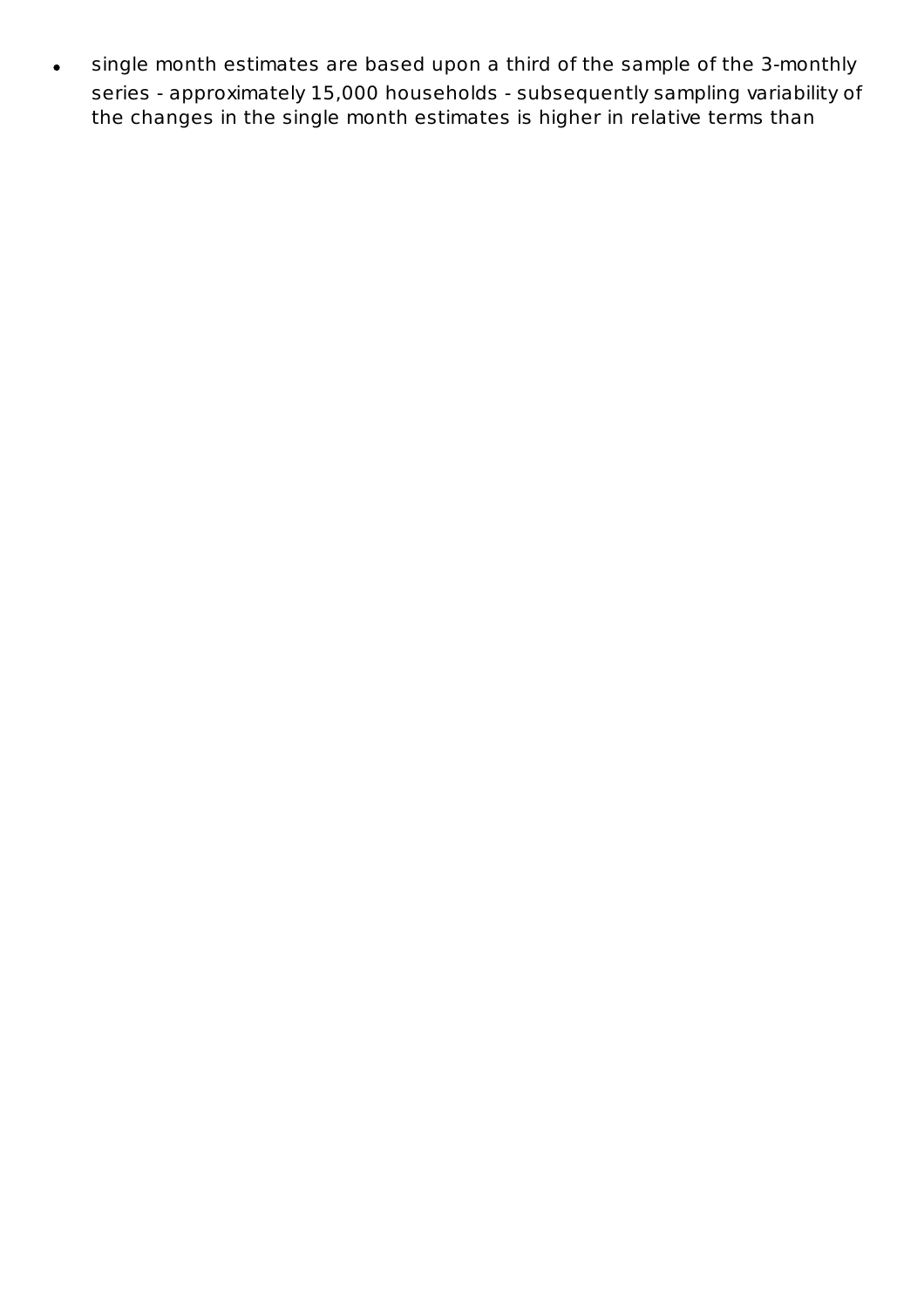- single month estimates are based upon a third of the sample of the 3-monthly series - approximately 15,000 households - subsequently sampling variability of the changes in the single month estimates is higher in relative terms than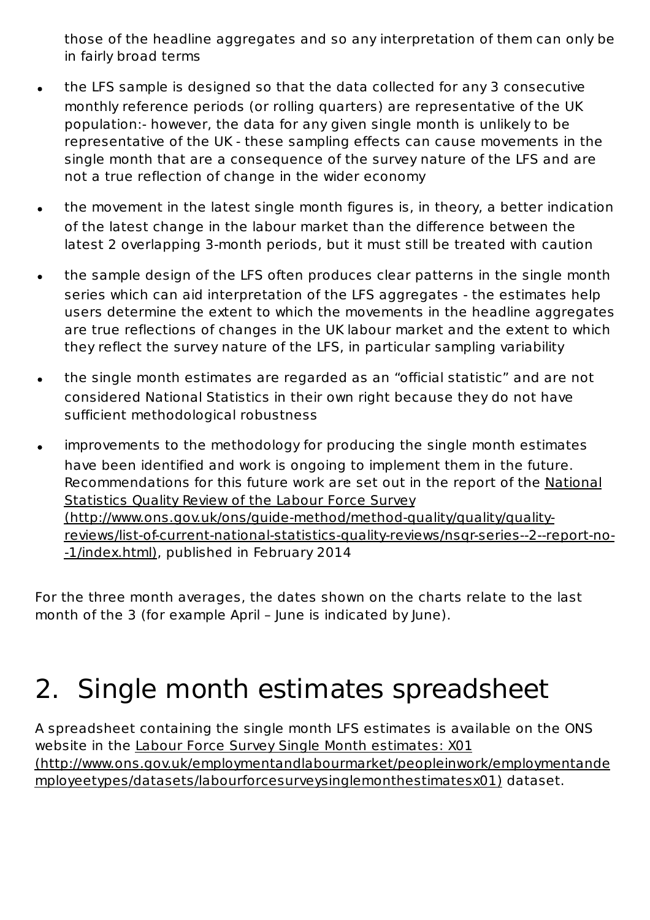those of the headline aggregates and so any interpretation of them can only be in fairly broad terms

- the LFS sample is designed so that the data collected for any 3 consecutive monthly reference periods (or rolling quarters) are representative of the UK population:- however, the data for any given single month is unlikely to be representative of the UK - these sampling effects can cause movements in the single month that are a consequence of the survey nature of the LFS and are not a true reflection of change in the wider economy

- the movement in the latest single month figures is, in theory, a better indication of the latest change in the labour market than the difference between the latest 2 overlapping 3-month periods, but it must still be treated with caution

- the sample design of the LFS often produces clear patterns in the single month series which can aid interpretation of the LFS aggregates - the estimates help users determine the extent to which the movements in the headline aggregates are true reflections of changes in the UK labour market and the extent to which they reflect the survey nature of the LFS, in particular sampling variability

- the single month estimates are regarded as an "official statistic" and are not considered National Statistics in their own right because they do not have sufficient methodological robustness

- improvements to the methodology for producing the single month estimates have been identified and work is ongoing to implement them in the future. Recommendations for this future work are set out in the report of the [National Statistics Quality Review of the Labour Force Survey (http://www.ons.gov.uk/ons/guide-method/method-quality/quality/quality-reviews/list-of-current-national-statistics-quality-reviews/nsqr-series--2--report-no--1/index.html)](http://www.ons.gov.uk/ons/guide-method/method-quality/quality/quality-reviews/list-of-current-national-statistics-quality-reviews/nsqr-series--2--report-no--1/index.html), published in February 2014

For the three month averages, the dates shown on the charts relate to the last month of the 3 (for example April – June is indicated by June).

# 2. Single month estimates spreadsheet

A spreadsheet containing the single month LFS estimates is available on the ONS website in the [Labour Force Survey Single Month estimates: X01 (http://www.ons.gov.uk/employmentandlabourmarket/peopleinwork/employmentandemployeetypes/datasets/labourforcesurveysinglemonthestimatesx01)](http://www.ons.gov.uk/employmentandlabourmarket/peopleinwork/employmentandemployeetypes/datasets/labourforcesurveysinglemonthestimatesx01) dataset.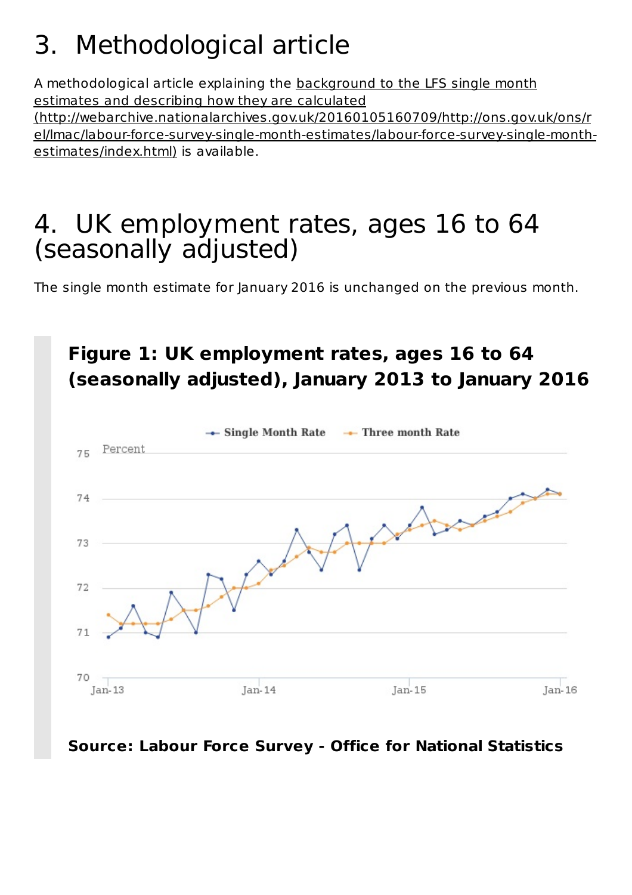## 3. Methodological article

A methodological article explaining the background to the LFS single month estimates and describing how they are calculated (http://webarchive.nationalarchives.gov.uk/20160105160709/http://ons.gov.uk/ons/rel/lmac/labour-force-survey-single-month-estimates/labour-force-survey-single-month-estimates/index.html) is available.

## 4. UK employment rates, ages 16 to 64 (seasonally adjusted)

The single month estimate for January 2016 is unchanged on the previous month.

**Figure 1: UK employment rates, ages 16 to 64 (seasonally adjusted), January 2013 to January 2016**

**Source: Labour Force Survey - Office for National Statistics**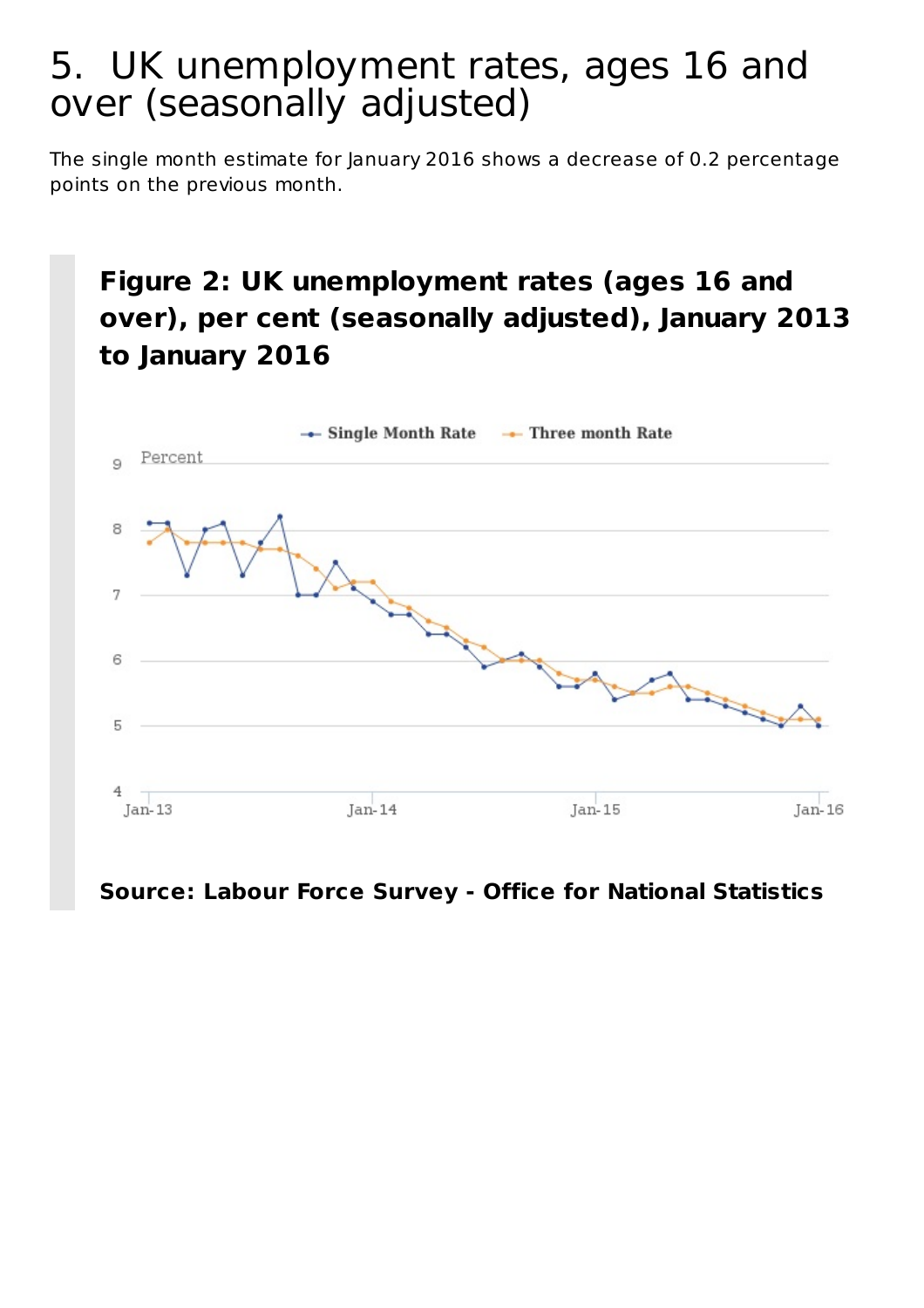# 5. UK unemployment rates, ages 16 and over (seasonally adjusted)

The single month estimate for January 2016 shows a decrease of 0.2 percentage points on the previous month.

**Figure 2: UK unemployment rates (ages 16 and over), per cent (seasonally adjusted), January 2013 to January 2016**

**Source: Labour Force Survey - Office for National Statistics**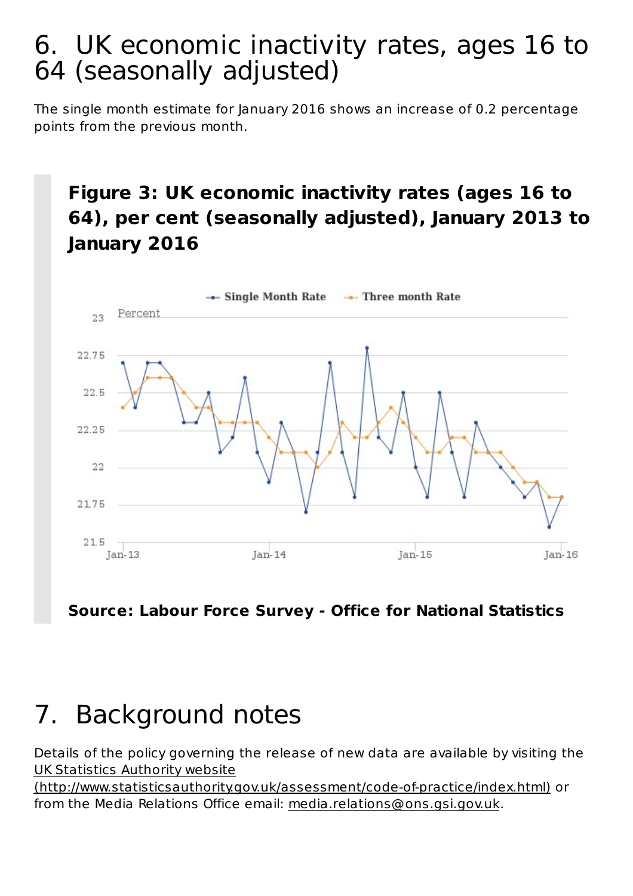# 6. UK economic inactivity rates, ages 16 to 64 (seasonally adjusted)

The single month estimate for January 2016 shows an increase of 0.2 percentage points from the previous month.

**Figure 3: UK economic inactivity rates (ages 16 to 64), per cent (seasonally adjusted), January 2013 to January 2016**

**Source: Labour Force Survey - Office for National Statistics**

# 7. Background notes

Details of the policy governing the release of new data are available by visiting the UK Statistics Authority website (http://www.statisticsauthority.gov.uk/assessment/code-of-practice/index.html) or from the Media Relations Office email: media.relations@ons.gsi.gov.uk.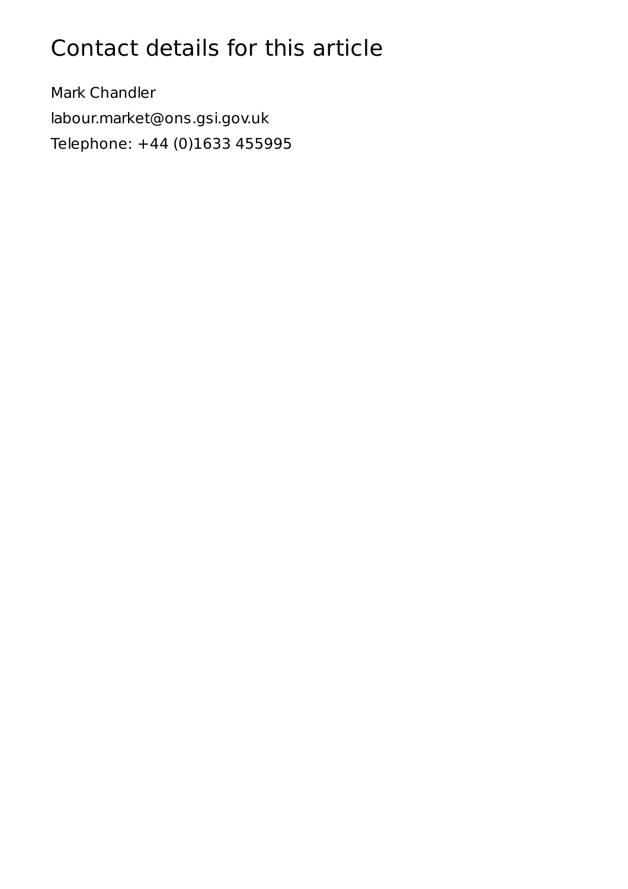## Contact details for this article

Mark Chandler

labour.market@ons.gsi.gov.uk

Telephone: +44 (0)1633 455995